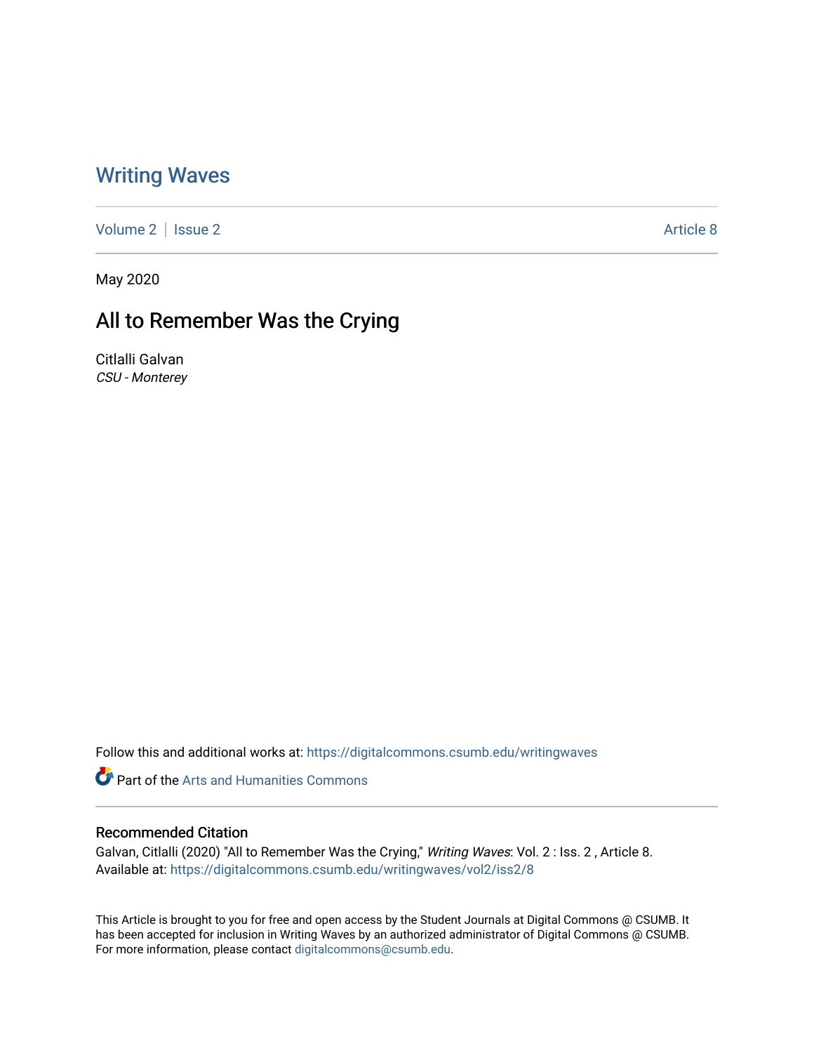# Writing Waves

Volume 2 | Issue 2 Article 8

May 2020

## All to Remember Was the Crying

Citlalli Galvan
*CSU - Monterey*

Follow this and additional works at: https://digitalcommons.csumb.edu/writingwaves

Part of the Arts and Humanities Commons

### Recommended Citation

Galvan, Citlalli (2020) "All to Remember Was the Crying," *Writing Waves*: Vol. 2 : Iss. 2 , Article 8.
Available at: https://digitalcommons.csumb.edu/writingwaves/vol2/iss2/8

This Article is brought to you for free and open access by the Student Journals at Digital Commons @ CSUMB. It has been accepted for inclusion in Writing Waves by an authorized administrator of Digital Commons @ CSUMB. For more information, please contact digitalcommons@csumb.edu.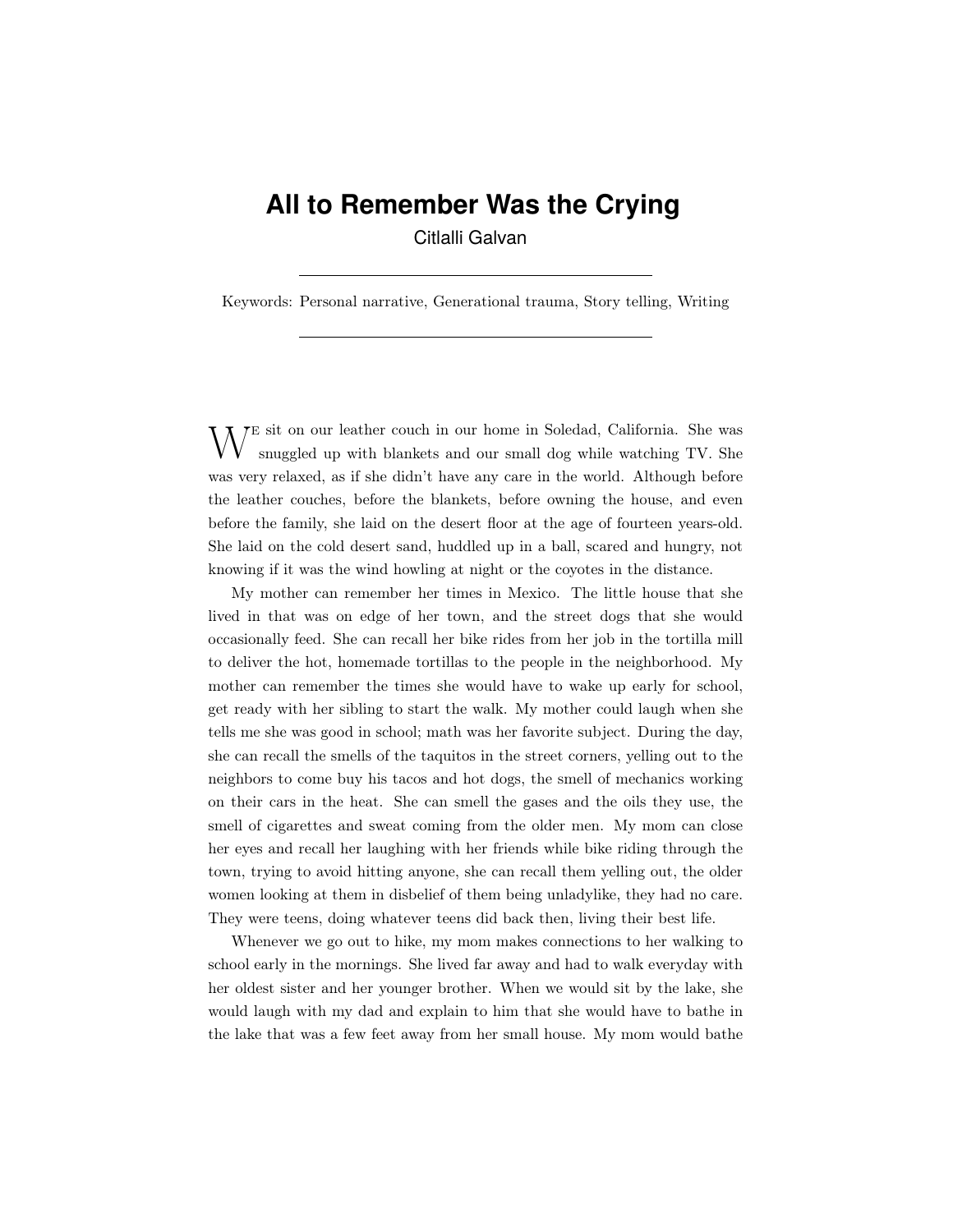# All to Remember Was the Crying

Citlalli Galvan

---

Keywords: Personal narrative, Generational trauma, Story telling, Writing

---

We sit on our leather couch in our home in Soledad, California. She was snuggled up with blankets and our small dog while watching TV. She was very relaxed, as if she didn't have any care in the world. Although before the leather couches, before the blankets, before owning the house, and even before the family, she laid on the desert floor at the age of fourteen years-old. She laid on the cold desert sand, huddled up in a ball, scared and hungry, not knowing if it was the wind howling at night or the coyotes in the distance.

My mother can remember her times in Mexico. The little house that she lived in that was on edge of her town, and the street dogs that she would occasionally feed. She can recall her bike rides from her job in the tortilla mill to deliver the hot, homemade tortillas to the people in the neighborhood. My mother can remember the times she would have to wake up early for school, get ready with her sibling to start the walk. My mother could laugh when she tells me she was good in school; math was her favorite subject. During the day, she can recall the smells of the taquitos in the street corners, yelling out to the neighbors to come buy his tacos and hot dogs, the smell of mechanics working on their cars in the heat. She can smell the gases and the oils they use, the smell of cigarettes and sweat coming from the older men. My mom can close her eyes and recall her laughing with her friends while bike riding through the town, trying to avoid hitting anyone, she can recall them yelling out, the older women looking at them in disbelief of them being unladylike, they had no care. They were teens, doing whatever teens did back then, living their best life.

Whenever we go out to hike, my mom makes connections to her walking to school early in the mornings. She lived far away and had to walk everyday with her oldest sister and her younger brother. When we would sit by the lake, she would laugh with my dad and explain to him that she would have to bathe in the lake that was a few feet away from her small house. My mom would bathe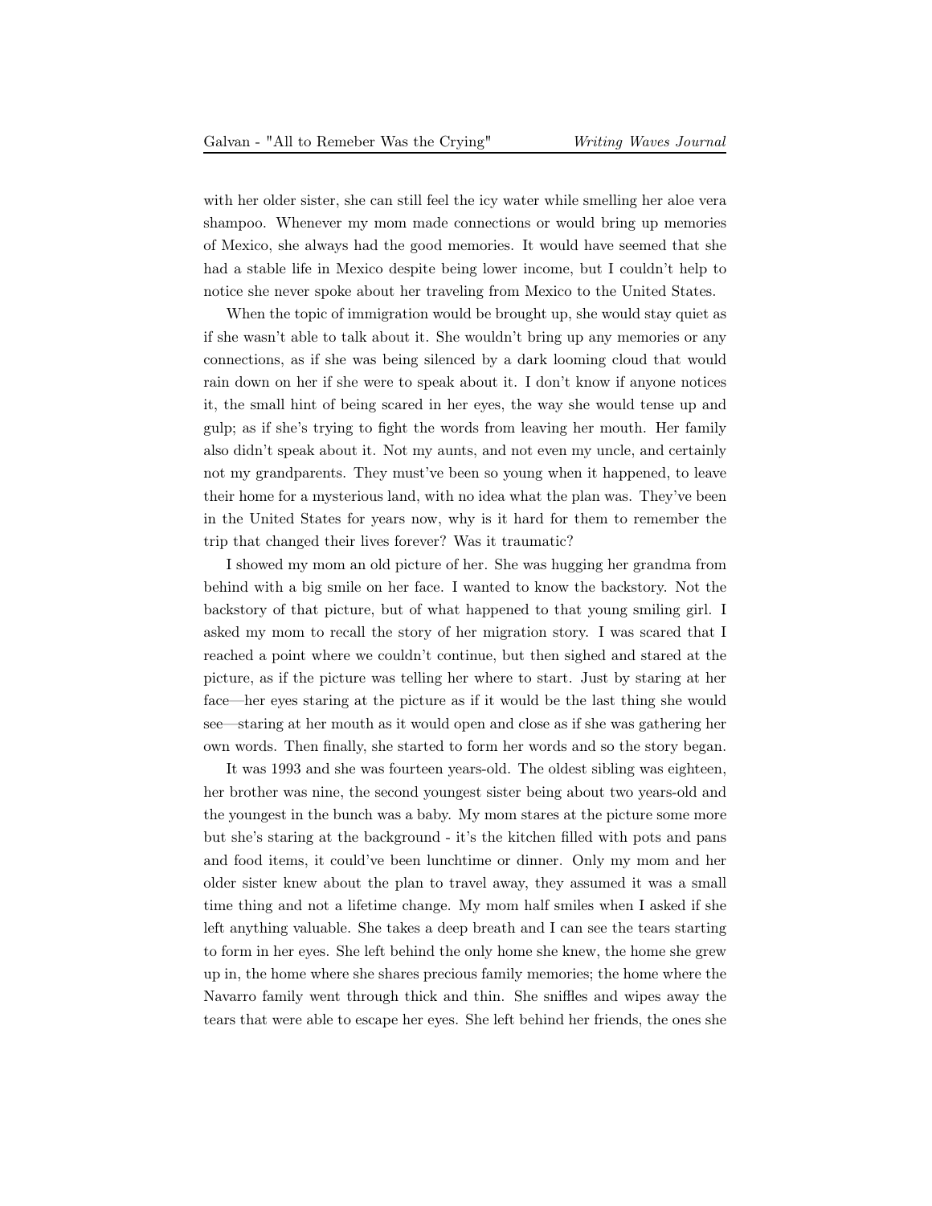with her older sister, she can still feel the icy water while smelling her aloe vera shampoo. Whenever my mom made connections or would bring up memories of Mexico, she always had the good memories. It would have seemed that she had a stable life in Mexico despite being lower income, but I couldn't help to notice she never spoke about her traveling from Mexico to the United States.

When the topic of immigration would be brought up, she would stay quiet as if she wasn't able to talk about it. She wouldn't bring up any memories or any connections, as if she was being silenced by a dark looming cloud that would rain down on her if she were to speak about it. I don't know if anyone notices it, the small hint of being scared in her eyes, the way she would tense up and gulp; as if she's trying to fight the words from leaving her mouth. Her family also didn't speak about it. Not my aunts, and not even my uncle, and certainly not my grandparents. They must've been so young when it happened, to leave their home for a mysterious land, with no idea what the plan was. They've been in the United States for years now, why is it hard for them to remember the trip that changed their lives forever? Was it traumatic?

I showed my mom an old picture of her. She was hugging her grandma from behind with a big smile on her face. I wanted to know the backstory. Not the backstory of that picture, but of what happened to that young smiling girl. I asked my mom to recall the story of her migration story. I was scared that I reached a point where we couldn't continue, but then sighed and stared at the picture, as if the picture was telling her where to start. Just by staring at her face—her eyes staring at the picture as if it would be the last thing she would see—staring at her mouth as it would open and close as if she was gathering her own words. Then finally, she started to form her words and so the story began.

It was 1993 and she was fourteen years-old. The oldest sibling was eighteen, her brother was nine, the second youngest sister being about two years-old and the youngest in the bunch was a baby. My mom stares at the picture some more but she's staring at the background - it's the kitchen filled with pots and pans and food items, it could've been lunchtime or dinner. Only my mom and her older sister knew about the plan to travel away, they assumed it was a small time thing and not a lifetime change. My mom half smiles when I asked if she left anything valuable. She takes a deep breath and I can see the tears starting to form in her eyes. She left behind the only home she knew, the home she grew up in, the home where she shares precious family memories; the home where the Navarro family went through thick and thin. She sniffles and wipes away the tears that were able to escape her eyes. She left behind her friends, the ones she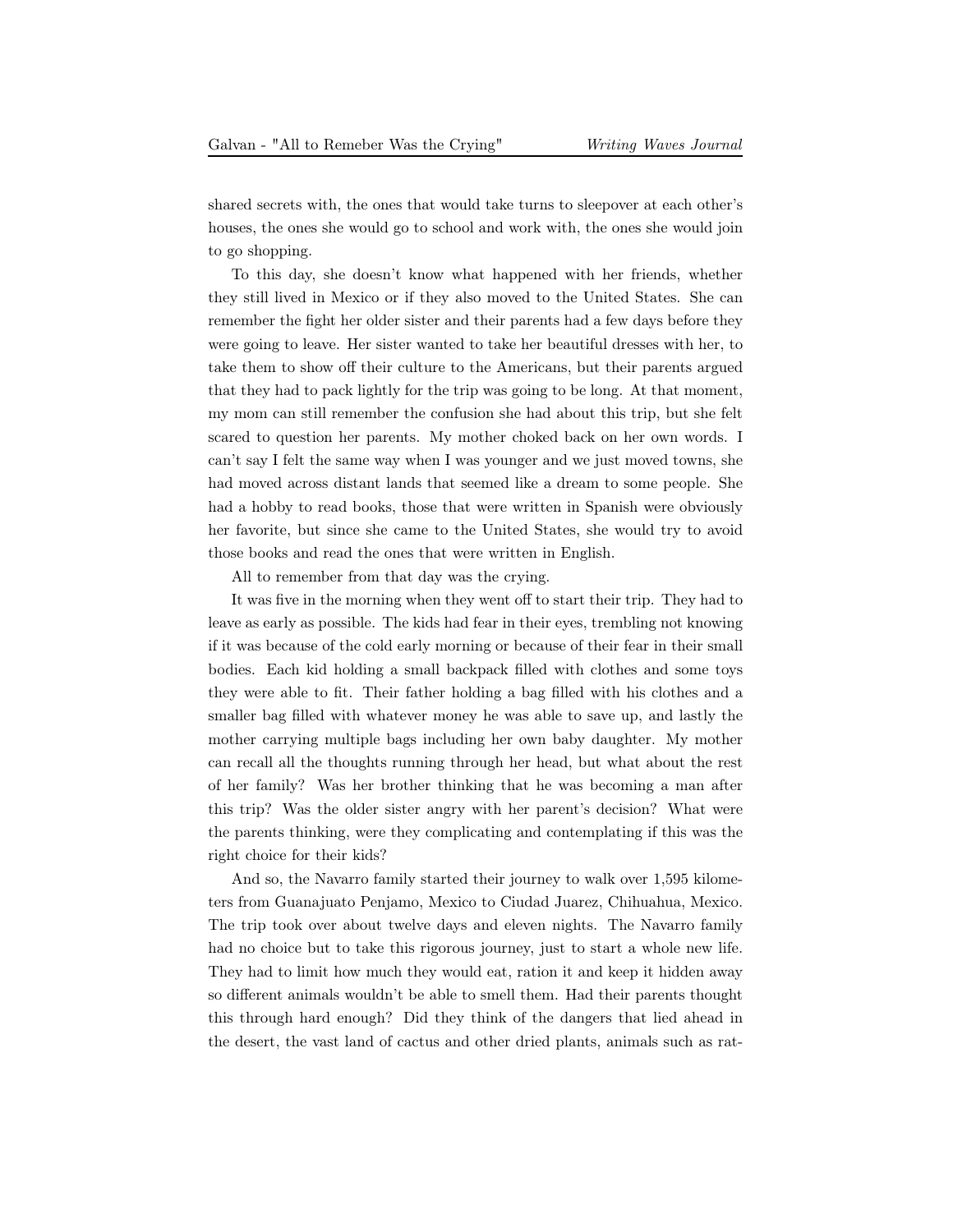shared secrets with, the ones that would take turns to sleepover at each other's houses, the ones she would go to school and work with, the ones she would join to go shopping.

To this day, she doesn't know what happened with her friends, whether they still lived in Mexico or if they also moved to the United States. She can remember the fight her older sister and their parents had a few days before they were going to leave. Her sister wanted to take her beautiful dresses with her, to take them to show off their culture to the Americans, but their parents argued that they had to pack lightly for the trip was going to be long. At that moment, my mom can still remember the confusion she had about this trip, but she felt scared to question her parents. My mother choked back on her own words. I can't say I felt the same way when I was younger and we just moved towns, she had moved across distant lands that seemed like a dream to some people. She had a hobby to read books, those that were written in Spanish were obviously her favorite, but since she came to the United States, she would try to avoid those books and read the ones that were written in English.

All to remember from that day was the crying.

It was five in the morning when they went off to start their trip. They had to leave as early as possible. The kids had fear in their eyes, trembling not knowing if it was because of the cold early morning or because of their fear in their small bodies. Each kid holding a small backpack filled with clothes and some toys they were able to fit. Their father holding a bag filled with his clothes and a smaller bag filled with whatever money he was able to save up, and lastly the mother carrying multiple bags including her own baby daughter. My mother can recall all the thoughts running through her head, but what about the rest of her family? Was her brother thinking that he was becoming a man after this trip? Was the older sister angry with her parent's decision? What were the parents thinking, were they complicating and contemplating if this was the right choice for their kids?

And so, the Navarro family started their journey to walk over 1,595 kilometers from Guanajuato Penjamo, Mexico to Ciudad Juarez, Chihuahua, Mexico. The trip took over about twelve days and eleven nights. The Navarro family had no choice but to take this rigorous journey, just to start a whole new life. They had to limit how much they would eat, ration it and keep it hidden away so different animals wouldn't be able to smell them. Had their parents thought this through hard enough? Did they think of the dangers that lied ahead in the desert, the vast land of cactus and other dried plants, animals such as rat-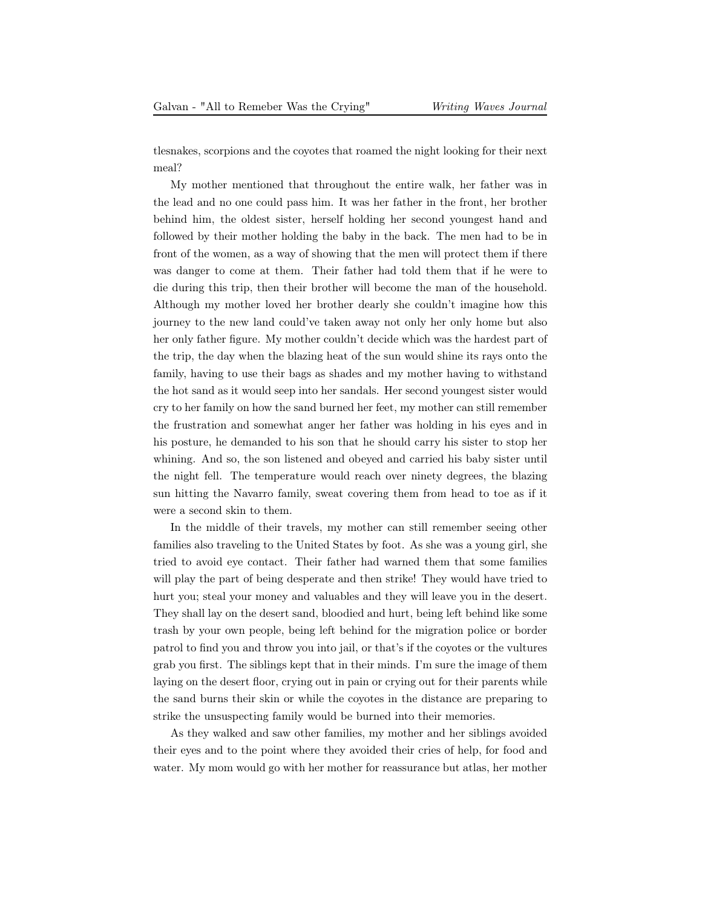tlesnakes, scorpions and the coyotes that roamed the night looking for their next meal?

My mother mentioned that throughout the entire walk, her father was in the lead and no one could pass him. It was her father in the front, her brother behind him, the oldest sister, herself holding her second youngest hand and followed by their mother holding the baby in the back. The men had to be in front of the women, as a way of showing that the men will protect them if there was danger to come at them. Their father had told them that if he were to die during this trip, then their brother will become the man of the household. Although my mother loved her brother dearly she couldn't imagine how this journey to the new land could've taken away not only her only home but also her only father figure. My mother couldn't decide which was the hardest part of the trip, the day when the blazing heat of the sun would shine its rays onto the family, having to use their bags as shades and my mother having to withstand the hot sand as it would seep into her sandals. Her second youngest sister would cry to her family on how the sand burned her feet, my mother can still remember the frustration and somewhat anger her father was holding in his eyes and in his posture, he demanded to his son that he should carry his sister to stop her whining. And so, the son listened and obeyed and carried his baby sister until the night fell. The temperature would reach over ninety degrees, the blazing sun hitting the Navarro family, sweat covering them from head to toe as if it were a second skin to them.

In the middle of their travels, my mother can still remember seeing other families also traveling to the United States by foot. As she was a young girl, she tried to avoid eye contact. Their father had warned them that some families will play the part of being desperate and then strike! They would have tried to hurt you; steal your money and valuables and they will leave you in the desert. They shall lay on the desert sand, bloodied and hurt, being left behind like some trash by your own people, being left behind for the migration police or border patrol to find you and throw you into jail, or that's if the coyotes or the vultures grab you first. The siblings kept that in their minds. I'm sure the image of them laying on the desert floor, crying out in pain or crying out for their parents while the sand burns their skin or while the coyotes in the distance are preparing to strike the unsuspecting family would be burned into their memories.

As they walked and saw other families, my mother and her siblings avoided their eyes and to the point where they avoided their cries of help, for food and water. My mom would go with her mother for reassurance but atlas, her mother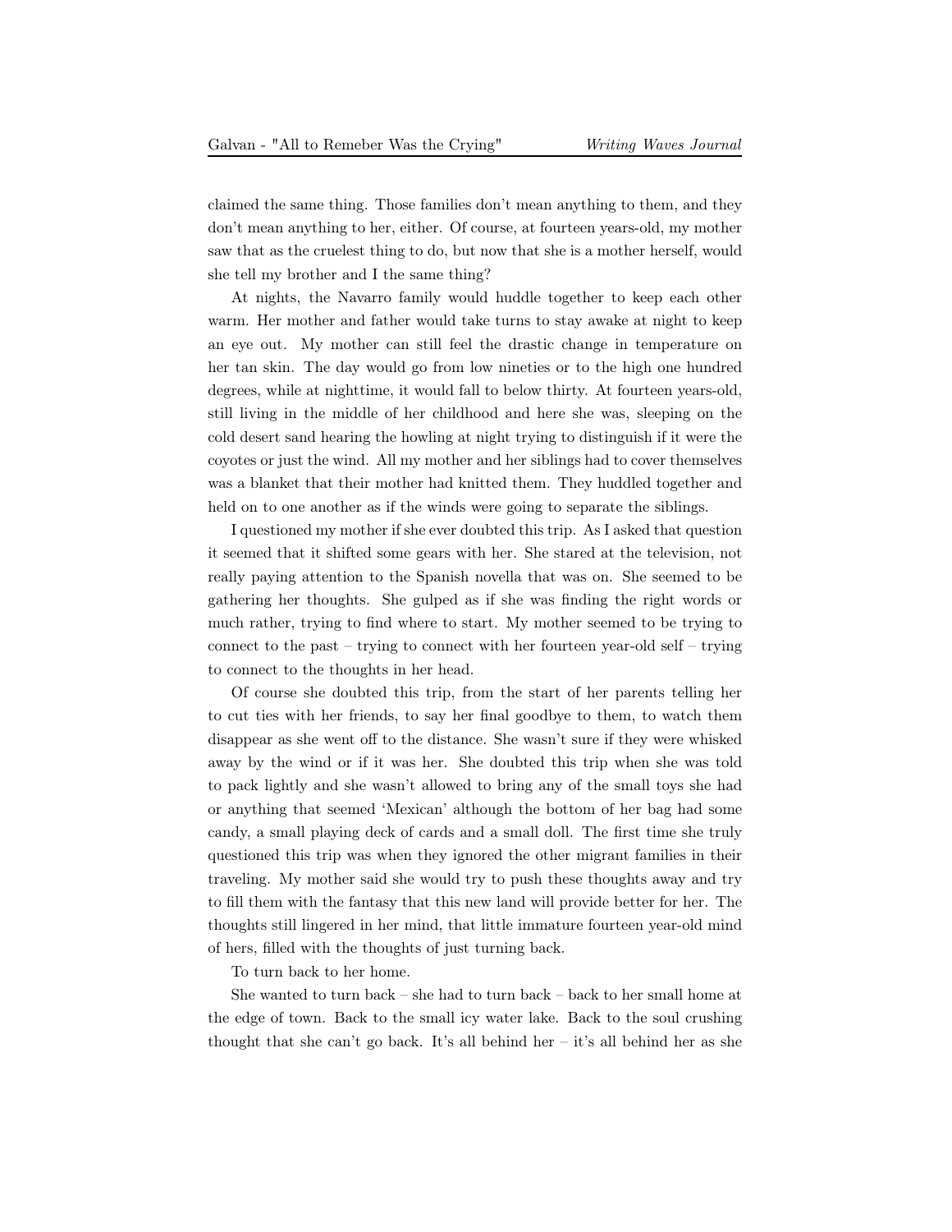claimed the same thing. Those families don't mean anything to them, and they don't mean anything to her, either. Of course, at fourteen years-old, my mother saw that as the cruelest thing to do, but now that she is a mother herself, would she tell my brother and I the same thing?

At nights, the Navarro family would huddle together to keep each other warm. Her mother and father would take turns to stay awake at night to keep an eye out. My mother can still feel the drastic change in temperature on her tan skin. The day would go from low nineties or to the high one hundred degrees, while at nighttime, it would fall to below thirty. At fourteen years-old, still living in the middle of her childhood and here she was, sleeping on the cold desert sand hearing the howling at night trying to distinguish if it were the coyotes or just the wind. All my mother and her siblings had to cover themselves was a blanket that their mother had knitted them. They huddled together and held on to one another as if the winds were going to separate the siblings.

I questioned my mother if she ever doubted this trip. As I asked that question it seemed that it shifted some gears with her. She stared at the television, not really paying attention to the Spanish novella that was on. She seemed to be gathering her thoughts. She gulped as if she was finding the right words or much rather, trying to find where to start. My mother seemed to be trying to connect to the past – trying to connect with her fourteen year-old self – trying to connect to the thoughts in her head.

Of course she doubted this trip, from the start of her parents telling her to cut ties with her friends, to say her final goodbye to them, to watch them disappear as she went off to the distance. She wasn't sure if they were whisked away by the wind or if it was her. She doubted this trip when she was told to pack lightly and she wasn't allowed to bring any of the small toys she had or anything that seemed 'Mexican' although the bottom of her bag had some candy, a small playing deck of cards and a small doll. The first time she truly questioned this trip was when they ignored the other migrant families in their traveling. My mother said she would try to push these thoughts away and try to fill them with the fantasy that this new land will provide better for her. The thoughts still lingered in her mind, that little immature fourteen year-old mind of hers, filled with the thoughts of just turning back.

To turn back to her home.

She wanted to turn back – she had to turn back – back to her small home at the edge of town. Back to the small icy water lake. Back to the soul crushing thought that she can't go back. It's all behind her – it's all behind her as she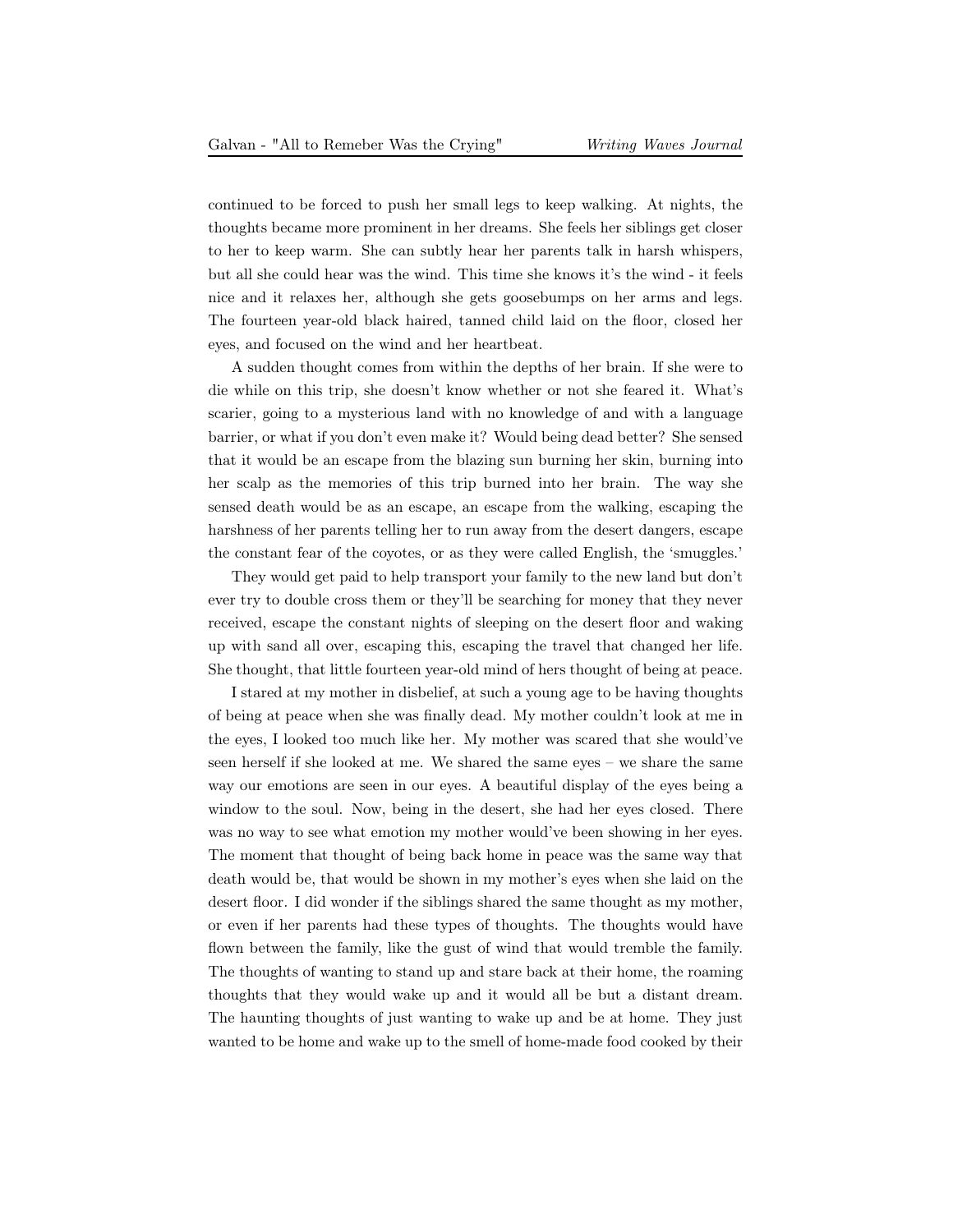continued to be forced to push her small legs to keep walking. At nights, the thoughts became more prominent in her dreams. She feels her siblings get closer to her to keep warm. She can subtly hear her parents talk in harsh whispers, but all she could hear was the wind. This time she knows it's the wind - it feels nice and it relaxes her, although she gets goosebumps on her arms and legs. The fourteen year-old black haired, tanned child laid on the floor, closed her eyes, and focused on the wind and her heartbeat.

A sudden thought comes from within the depths of her brain. If she were to die while on this trip, she doesn't know whether or not she feared it. What's scarier, going to a mysterious land with no knowledge of and with a language barrier, or what if you don't even make it? Would being dead better? She sensed that it would be an escape from the blazing sun burning her skin, burning into her scalp as the memories of this trip burned into her brain. The way she sensed death would be as an escape, an escape from the walking, escaping the harshness of her parents telling her to run away from the desert dangers, escape the constant fear of the coyotes, or as they were called English, the 'smuggles.'

They would get paid to help transport your family to the new land but don't ever try to double cross them or they'll be searching for money that they never received, escape the constant nights of sleeping on the desert floor and waking up with sand all over, escaping this, escaping the travel that changed her life. She thought, that little fourteen year-old mind of hers thought of being at peace.

I stared at my mother in disbelief, at such a young age to be having thoughts of being at peace when she was finally dead. My mother couldn't look at me in the eyes, I looked too much like her. My mother was scared that she would've seen herself if she looked at me. We shared the same eyes – we share the same way our emotions are seen in our eyes. A beautiful display of the eyes being a window to the soul. Now, being in the desert, she had her eyes closed. There was no way to see what emotion my mother would've been showing in her eyes. The moment that thought of being back home in peace was the same way that death would be, that would be shown in my mother's eyes when she laid on the desert floor. I did wonder if the siblings shared the same thought as my mother, or even if her parents had these types of thoughts. The thoughts would have flown between the family, like the gust of wind that would tremble the family. The thoughts of wanting to stand up and stare back at their home, the roaming thoughts that they would wake up and it would all be but a distant dream. The haunting thoughts of just wanting to wake up and be at home. They just wanted to be home and wake up to the smell of home-made food cooked by their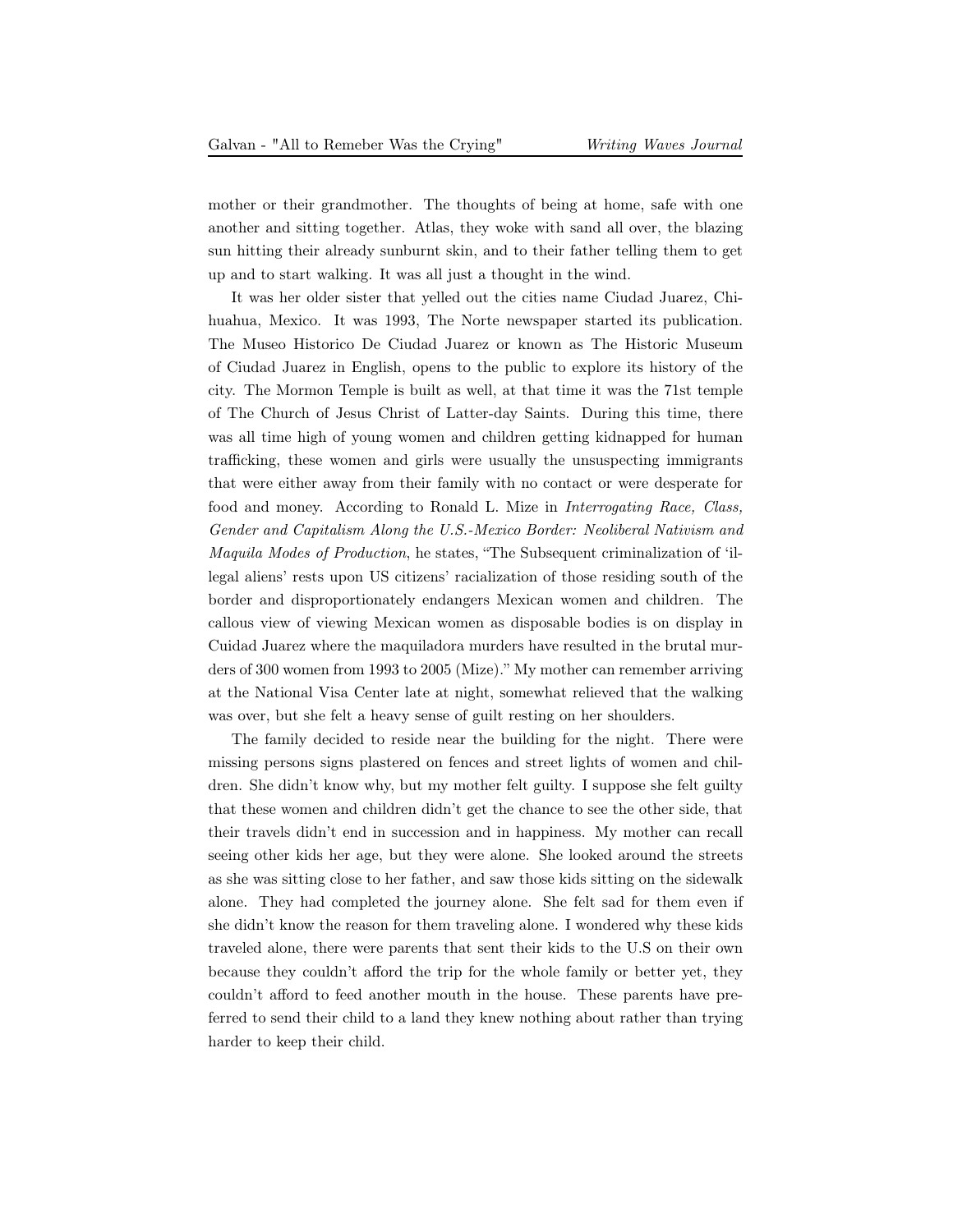mother or their grandmother. The thoughts of being at home, safe with one another and sitting together. Atlas, they woke with sand all over, the blazing sun hitting their already sunburnt skin, and to their father telling them to get up and to start walking. It was all just a thought in the wind.

It was her older sister that yelled out the cities name Ciudad Juarez, Chihuahua, Mexico. It was 1993, The Norte newspaper started its publication. The Museo Historico De Ciudad Juarez or known as The Historic Museum of Ciudad Juarez in English, opens to the public to explore its history of the city. The Mormon Temple is built as well, at that time it was the 71st temple of The Church of Jesus Christ of Latter-day Saints. During this time, there was all time high of young women and children getting kidnapped for human trafficking, these women and girls were usually the unsuspecting immigrants that were either away from their family with no contact or were desperate for food and money. According to Ronald L. Mize in *Interrogating Race, Class, Gender and Capitalism Along the U.S.-Mexico Border: Neoliberal Nativism and Maquila Modes of Production*, he states, "The Subsequent criminalization of 'illegal aliens' rests upon US citizens' racialization of those residing south of the border and disproportionately endangers Mexican women and children. The callous view of viewing Mexican women as disposable bodies is on display in Cuidad Juarez where the maquiladora murders have resulted in the brutal murders of 300 women from 1993 to 2005 (Mize)." My mother can remember arriving at the National Visa Center late at night, somewhat relieved that the walking was over, but she felt a heavy sense of guilt resting on her shoulders.

The family decided to reside near the building for the night. There were missing persons signs plastered on fences and street lights of women and children. She didn't know why, but my mother felt guilty. I suppose she felt guilty that these women and children didn't get the chance to see the other side, that their travels didn't end in succession and in happiness. My mother can recall seeing other kids her age, but they were alone. She looked around the streets as she was sitting close to her father, and saw those kids sitting on the sidewalk alone. They had completed the journey alone. She felt sad for them even if she didn't know the reason for them traveling alone. I wondered why these kids traveled alone, there were parents that sent their kids to the U.S on their own because they couldn't afford the trip for the whole family or better yet, they couldn't afford to feed another mouth in the house. These parents have preferred to send their child to a land they knew nothing about rather than trying harder to keep their child.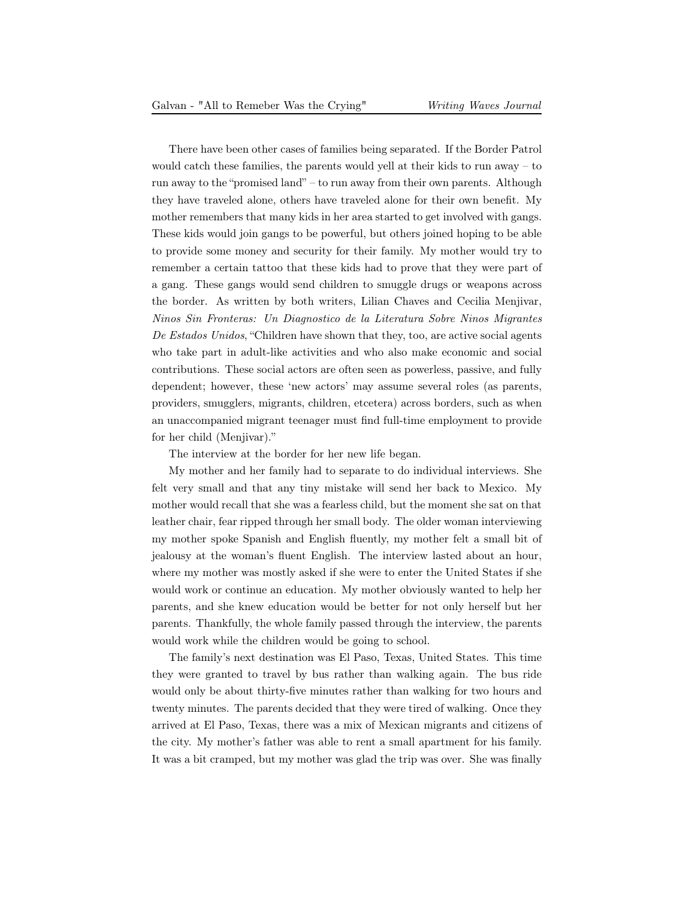There have been other cases of families being separated. If the Border Patrol would catch these families, the parents would yell at their kids to run away – to run away to the "promised land" – to run away from their own parents. Although they have traveled alone, others have traveled alone for their own benefit. My mother remembers that many kids in her area started to get involved with gangs. These kids would join gangs to be powerful, but others joined hoping to be able to provide some money and security for their family. My mother would try to remember a certain tattoo that these kids had to prove that they were part of a gang. These gangs would send children to smuggle drugs or weapons across the border. As written by both writers, Lilian Chaves and Cecilia Menjivar, *Ninos Sin Fronteras: Un Diagnostico de la Literatura Sobre Ninos Migrantes De Estados Unidos*, "Children have shown that they, too, are active social agents who take part in adult-like activities and who also make economic and social contributions. These social actors are often seen as powerless, passive, and fully dependent; however, these 'new actors' may assume several roles (as parents, providers, smugglers, migrants, children, etcetera) across borders, such as when an unaccompanied migrant teenager must find full-time employment to provide for her child (Menjivar)."

The interview at the border for her new life began.

My mother and her family had to separate to do individual interviews. She felt very small and that any tiny mistake will send her back to Mexico. My mother would recall that she was a fearless child, but the moment she sat on that leather chair, fear ripped through her small body. The older woman interviewing my mother spoke Spanish and English fluently, my mother felt a small bit of jealousy at the woman's fluent English. The interview lasted about an hour, where my mother was mostly asked if she were to enter the United States if she would work or continue an education. My mother obviously wanted to help her parents, and she knew education would be better for not only herself but her parents. Thankfully, the whole family passed through the interview, the parents would work while the children would be going to school.

The family's next destination was El Paso, Texas, United States. This time they were granted to travel by bus rather than walking again. The bus ride would only be about thirty-five minutes rather than walking for two hours and twenty minutes. The parents decided that they were tired of walking. Once they arrived at El Paso, Texas, there was a mix of Mexican migrants and citizens of the city. My mother's father was able to rent a small apartment for his family. It was a bit cramped, but my mother was glad the trip was over. She was finally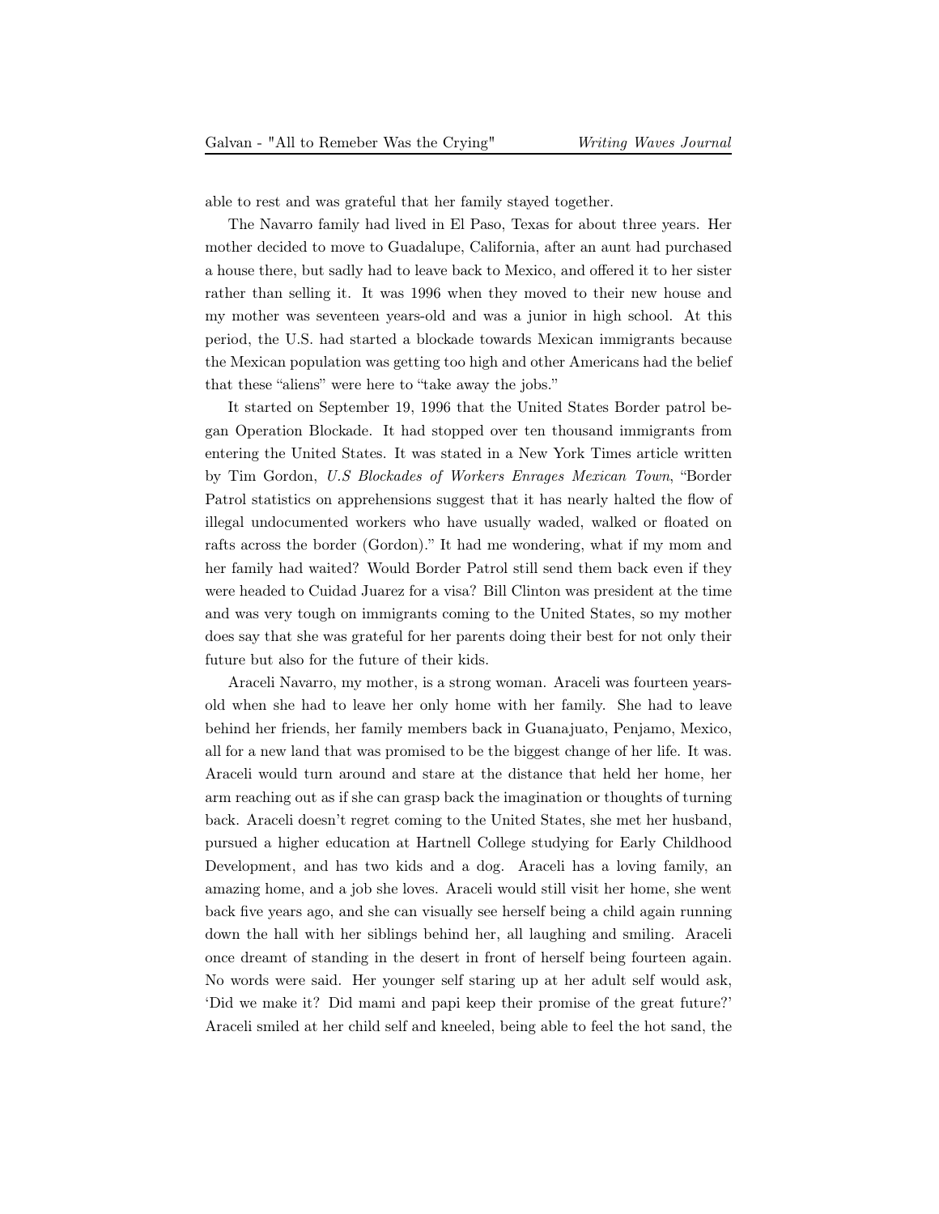able to rest and was grateful that her family stayed together.

The Navarro family had lived in El Paso, Texas for about three years. Her mother decided to move to Guadalupe, California, after an aunt had purchased a house there, but sadly had to leave back to Mexico, and offered it to her sister rather than selling it. It was 1996 when they moved to their new house and my mother was seventeen years-old and was a junior in high school. At this period, the U.S. had started a blockade towards Mexican immigrants because the Mexican population was getting too high and other Americans had the belief that these "aliens" were here to "take away the jobs."

It started on September 19, 1996 that the United States Border patrol began Operation Blockade. It had stopped over ten thousand immigrants from entering the United States. It was stated in a New York Times article written by Tim Gordon, *U.S Blockades of Workers Enrages Mexican Town*, "Border Patrol statistics on apprehensions suggest that it has nearly halted the flow of illegal undocumented workers who have usually waded, walked or floated on rafts across the border (Gordon)." It had me wondering, what if my mom and her family had waited? Would Border Patrol still send them back even if they were headed to Cuidad Juarez for a visa? Bill Clinton was president at the time and was very tough on immigrants coming to the United States, so my mother does say that she was grateful for her parents doing their best for not only their future but also for the future of their kids.

Araceli Navarro, my mother, is a strong woman. Araceli was fourteen years-old when she had to leave her only home with her family. She had to leave behind her friends, her family members back in Guanajuato, Penjamo, Mexico, all for a new land that was promised to be the biggest change of her life. It was. Araceli would turn around and stare at the distance that held her home, her arm reaching out as if she can grasp back the imagination or thoughts of turning back. Araceli doesn't regret coming to the United States, she met her husband, pursued a higher education at Hartnell College studying for Early Childhood Development, and has two kids and a dog. Araceli has a loving family, an amazing home, and a job she loves. Araceli would still visit her home, she went back five years ago, and she can visually see herself being a child again running down the hall with her siblings behind her, all laughing and smiling. Araceli once dreamt of standing in the desert in front of herself being fourteen again. No words were said. Her younger self staring up at her adult self would ask, 'Did we make it? Did mami and papi keep their promise of the great future?' Araceli smiled at her child self and kneeled, being able to feel the hot sand, the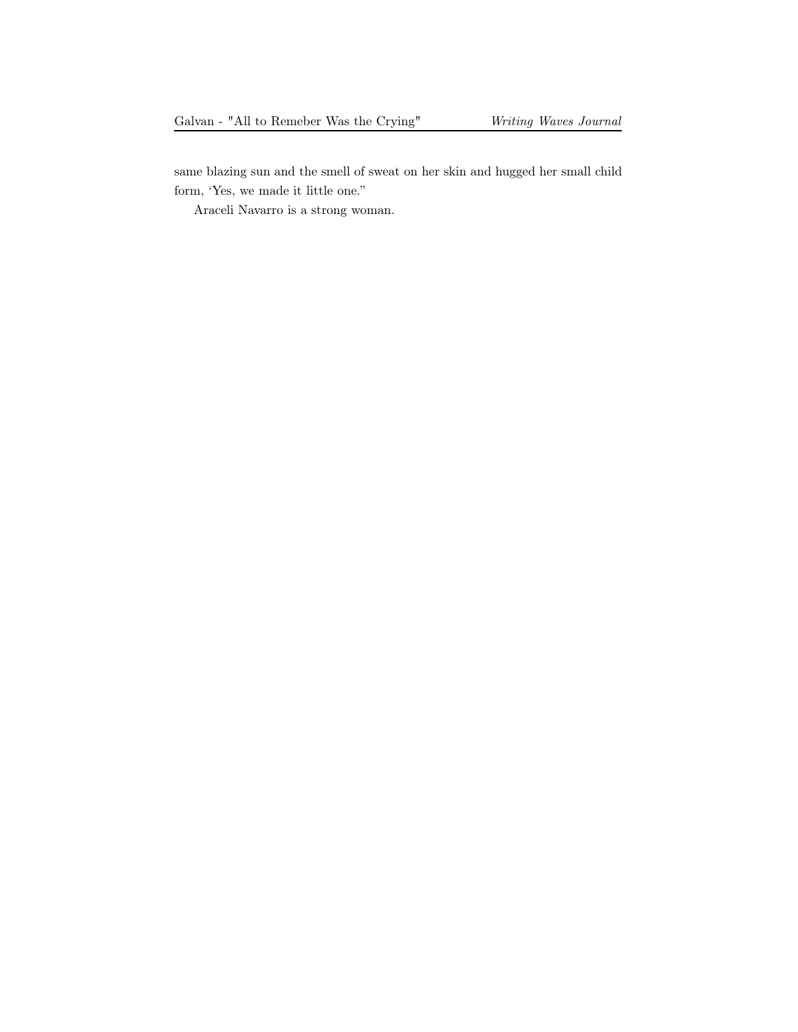same blazing sun and the smell of sweat on her skin and hugged her small child form, 'Yes, we made it little one."

Araceli Navarro is a strong woman.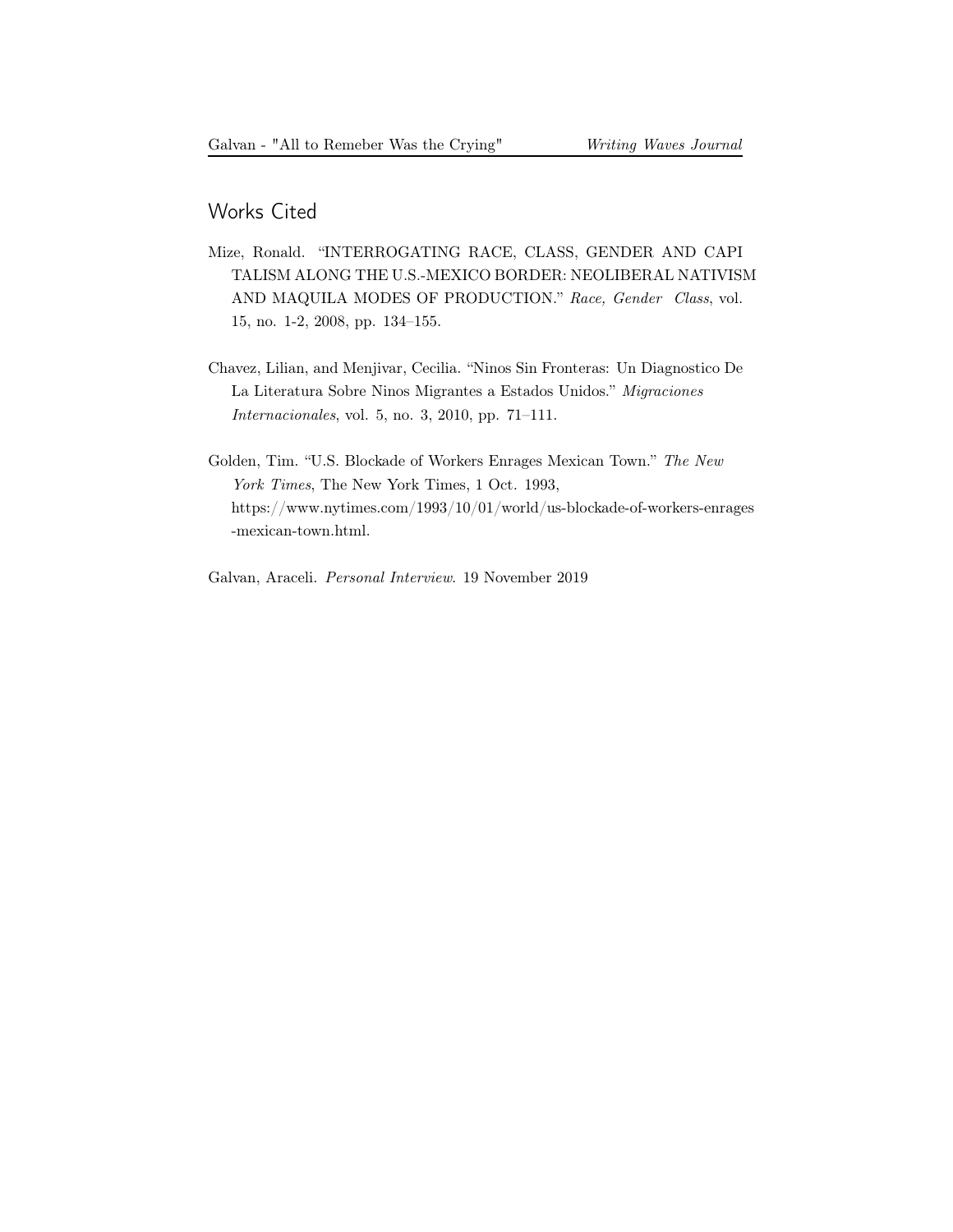## Works Cited

Mize, Ronald. "INTERROGATING RACE, CLASS, GENDER AND CAPI TALISM ALONG THE U.S.-MEXICO BORDER: NEOLIBERAL NATIVISM AND MAQUILA MODES OF PRODUCTION." *Race, Gender Class*, vol. 15, no. 1-2, 2008, pp. 134–155.

Chavez, Lilian, and Menjivar, Cecilia. "Ninos Sin Fronteras: Un Diagnostico De La Literatura Sobre Ninos Migrantes a Estados Unidos." *Migraciones Internacionales*, vol. 5, no. 3, 2010, pp. 71–111.

Golden, Tim. "U.S. Blockade of Workers Enrages Mexican Town." *The New York Times*, The New York Times, 1 Oct. 1993, https://www.nytimes.com/1993/10/01/world/us-blockade-of-workers-enrages-mexican-town.html.

Galvan, Araceli. *Personal Interview*. 19 November 2019